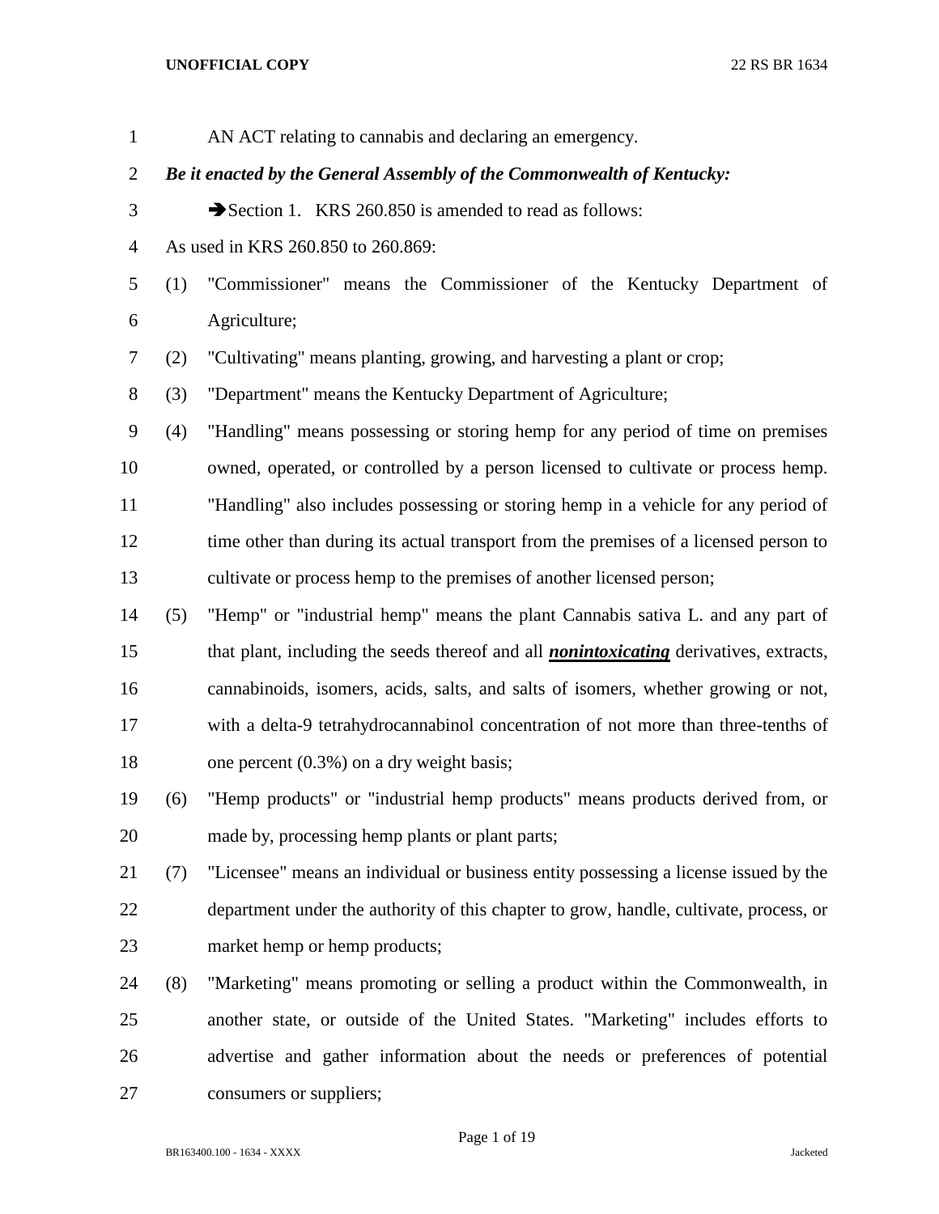AN ACT relating to cannabis and declaring an emergency.

***Be it enacted by the General Assembly of the Commonwealth of Kentucky:***

➔Section 1. KRS 260.850 is amended to read as follows:

As used in KRS 260.850 to 260.869:

(1) "Commissioner" means the Commissioner of the Kentucky Department of Agriculture;

(2) "Cultivating" means planting, growing, and harvesting a plant or crop;

(3) "Department" means the Kentucky Department of Agriculture;

(4) "Handling" means possessing or storing hemp for any period of time on premises owned, operated, or controlled by a person licensed to cultivate or process hemp. "Handling" also includes possessing or storing hemp in a vehicle for any period of time other than during its actual transport from the premises of a licensed person to cultivate or process hemp to the premises of another licensed person;

(5) "Hemp" or "industrial hemp" means the plant Cannabis sativa L. and any part of that plant, including the seeds thereof and all <u>***nonintoxicating***</u> derivatives, extracts, cannabinoids, isomers, acids, salts, and salts of isomers, whether growing or not, with a delta-9 tetrahydrocannabinol concentration of not more than three-tenths of one percent (0.3%) on a dry weight basis;

(6) "Hemp products" or "industrial hemp products" means products derived from, or made by, processing hemp plants or plant parts;

(7) "Licensee" means an individual or business entity possessing a license issued by the department under the authority of this chapter to grow, handle, cultivate, process, or market hemp or hemp products;

(8) "Marketing" means promoting or selling a product within the Commonwealth, in another state, or outside of the United States. "Marketing" includes efforts to advertise and gather information about the needs or preferences of potential consumers or suppliers;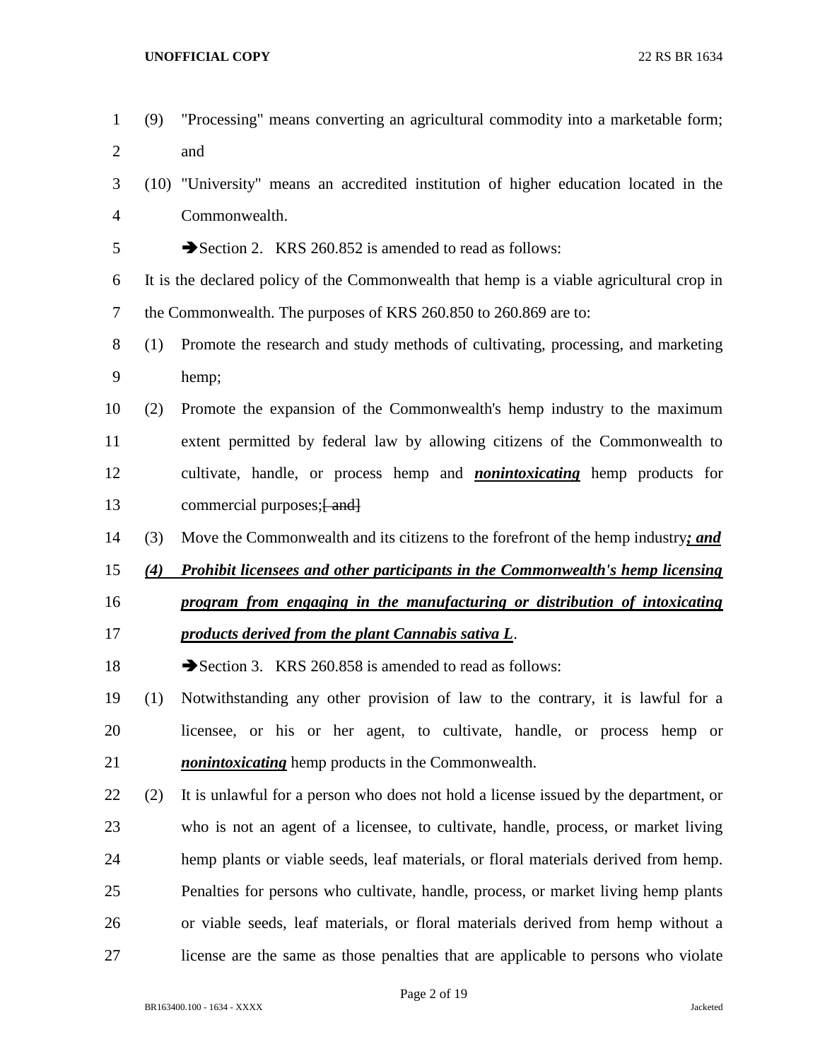(9) "Processing" means converting an agricultural commodity into a marketable form; and

(10) "University" means an accredited institution of higher education located in the Commonwealth.

➔Section 2. KRS 260.852 is amended to read as follows:

It is the declared policy of the Commonwealth that hemp is a viable agricultural crop in the Commonwealth. The purposes of KRS 260.850 to 260.869 are to:

(1) Promote the research and study methods of cultivating, processing, and marketing hemp;

(2) Promote the expansion of the Commonwealth's hemp industry to the maximum extent permitted by federal law by allowing citizens of the Commonwealth to cultivate, handle, or process hemp and ***nonintoxicating*** hemp products for commercial purposes;~~[ and]~~

(3) Move the Commonwealth and its citizens to the forefront of the hemp industry***; and***

***(4) Prohibit licensees and other participants in the Commonwealth's hemp licensing program from engaging in the manufacturing or distribution of intoxicating products derived from the plant Cannabis sativa L***.

➔Section 3. KRS 260.858 is amended to read as follows:

(1) Notwithstanding any other provision of law to the contrary, it is lawful for a licensee, or his or her agent, to cultivate, handle, or process hemp or ***nonintoxicating*** hemp products in the Commonwealth.

(2) It is unlawful for a person who does not hold a license issued by the department, or who is not an agent of a licensee, to cultivate, handle, process, or market living hemp plants or viable seeds, leaf materials, or floral materials derived from hemp. Penalties for persons who cultivate, handle, process, or market living hemp plants or viable seeds, leaf materials, or floral materials derived from hemp without a license are the same as those penalties that are applicable to persons who violate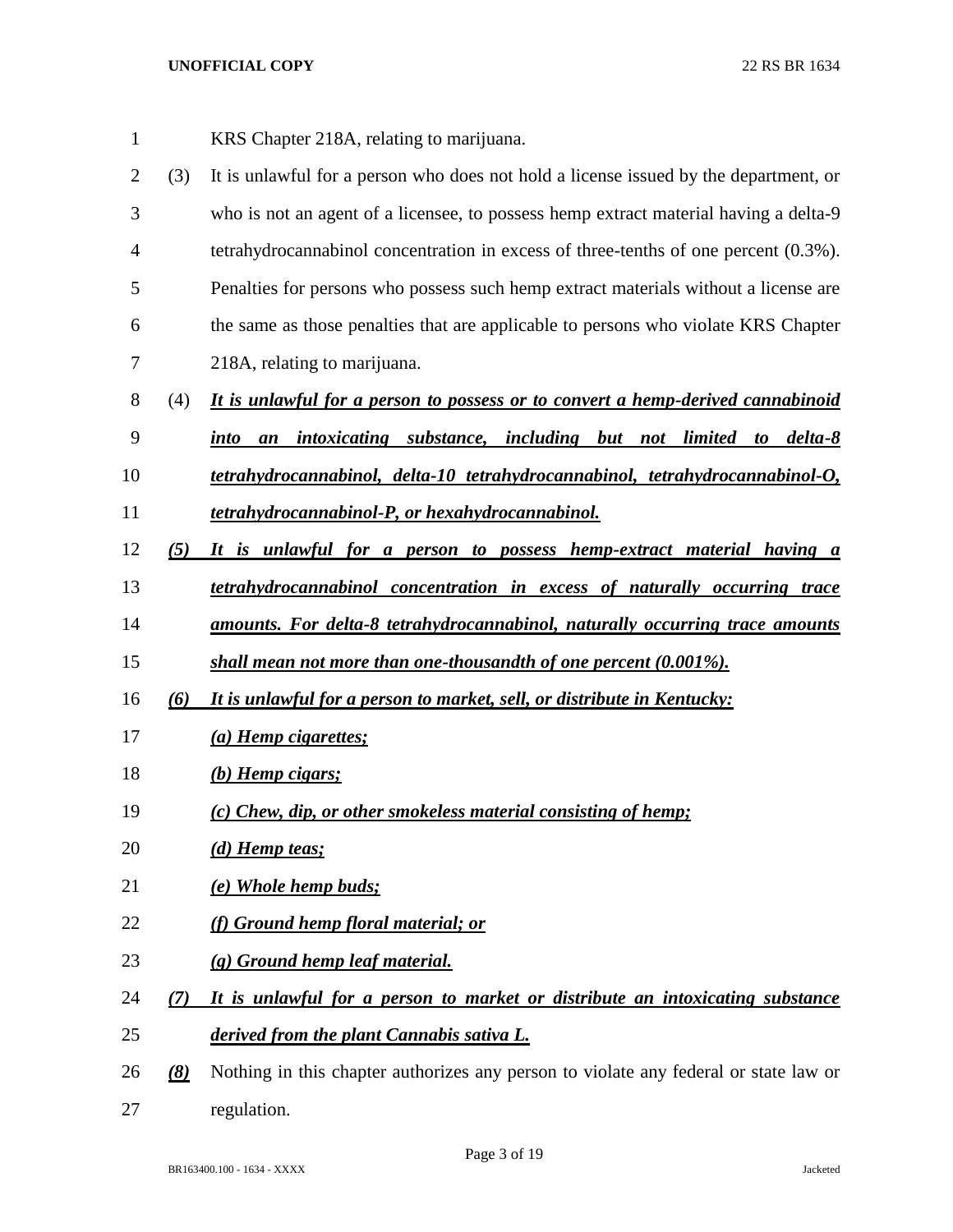KRS Chapter 218A, relating to marijuana.

(3) It is unlawful for a person who does not hold a license issued by the department, or who is not an agent of a licensee, to possess hemp extract material having a delta-9 tetrahydrocannabinol concentration in excess of three-tenths of one percent (0.3%). Penalties for persons who possess such hemp extract materials without a license are the same as those penalties that are applicable to persons who violate KRS Chapter 218A, relating to marijuana.

(4) ***It is unlawful for a person to possess or to convert a hemp-derived cannabinoid into an intoxicating substance, including but not limited to delta-8 tetrahydrocannabinol, delta-10 tetrahydrocannabinol, tetrahydrocannabinol-O, tetrahydrocannabinol-P, or hexahydrocannabinol.***

***(5) It is unlawful for a person to possess hemp-extract material having a tetrahydrocannabinol concentration in excess of naturally occurring trace amounts. For delta-8 tetrahydrocannabinol, naturally occurring trace amounts shall mean not more than one-thousandth of one percent (0.001%).***

***(6) It is unlawful for a person to market, sell, or distribute in Kentucky:***

***(a) Hemp cigarettes;***

***(b) Hemp cigars;***

***(c) Chew, dip, or other smokeless material consisting of hemp;***

***(d) Hemp teas;***

***(e) Whole hemp buds;***

***(f) Ground hemp floral material; or***

***(g) Ground hemp leaf material.***

***(7) It is unlawful for a person to market or distribute an intoxicating substance derived from the plant Cannabis sativa L.***

***(8)*** Nothing in this chapter authorizes any person to violate any federal or state law or regulation.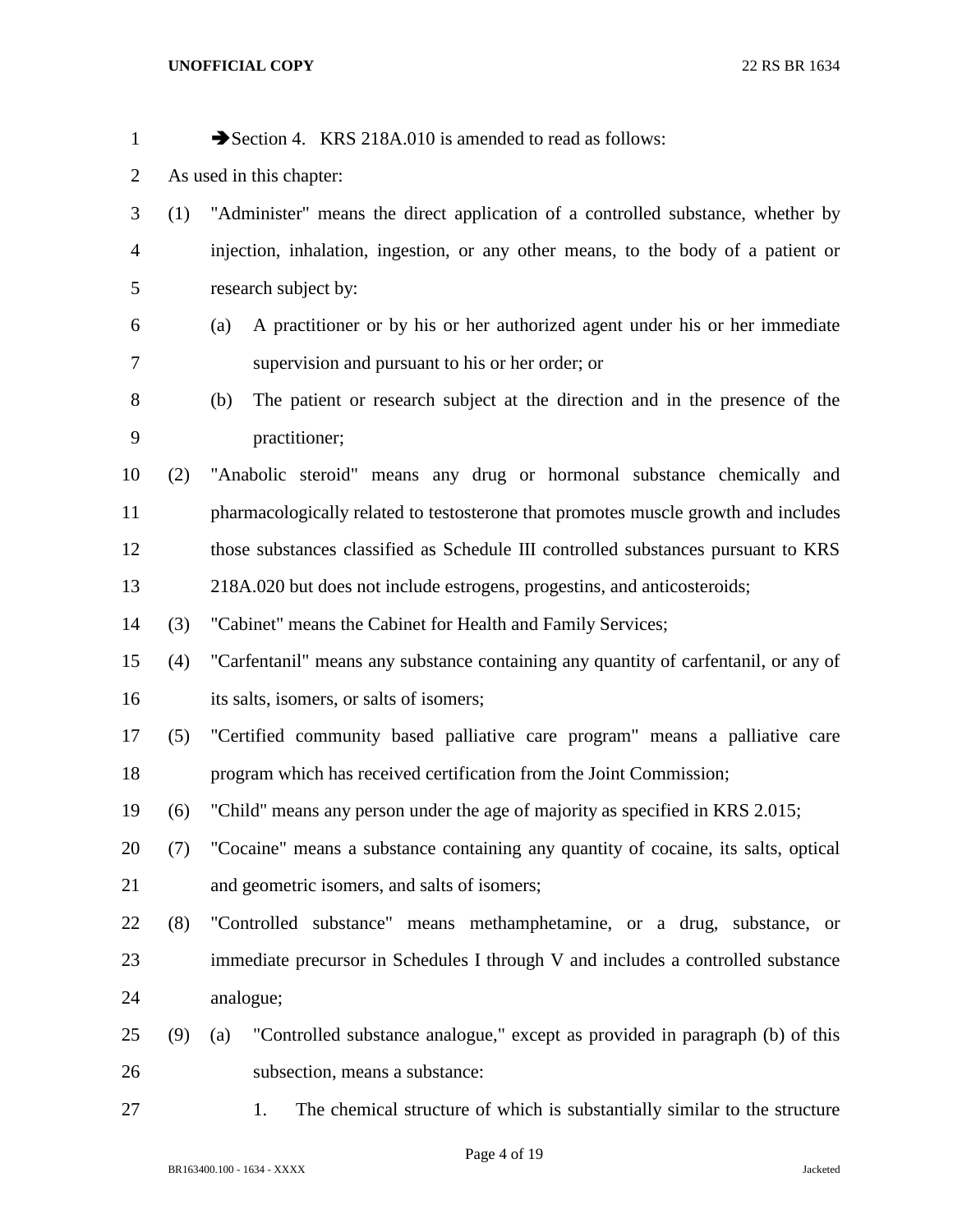➔Section 4. KRS 218A.010 is amended to read as follows:

As used in this chapter:

(1) "Administer" means the direct application of a controlled substance, whether by injection, inhalation, ingestion, or any other means, to the body of a patient or research subject by:

(a) A practitioner or by his or her authorized agent under his or her immediate supervision and pursuant to his or her order; or

(b) The patient or research subject at the direction and in the presence of the practitioner;

(2) "Anabolic steroid" means any drug or hormonal substance chemically and pharmacologically related to testosterone that promotes muscle growth and includes those substances classified as Schedule III controlled substances pursuant to KRS 218A.020 but does not include estrogens, progestins, and anticosteroids;

(3) "Cabinet" means the Cabinet for Health and Family Services;

(4) "Carfentanil" means any substance containing any quantity of carfentanil, or any of its salts, isomers, or salts of isomers;

(5) "Certified community based palliative care program" means a palliative care program which has received certification from the Joint Commission;

(6) "Child" means any person under the age of majority as specified in KRS 2.015;

(7) "Cocaine" means a substance containing any quantity of cocaine, its salts, optical and geometric isomers, and salts of isomers;

(8) "Controlled substance" means methamphetamine, or a drug, substance, or immediate precursor in Schedules I through V and includes a controlled substance analogue;

(9) (a) "Controlled substance analogue," except as provided in paragraph (b) of this subsection, means a substance:

1. The chemical structure of which is substantially similar to the structure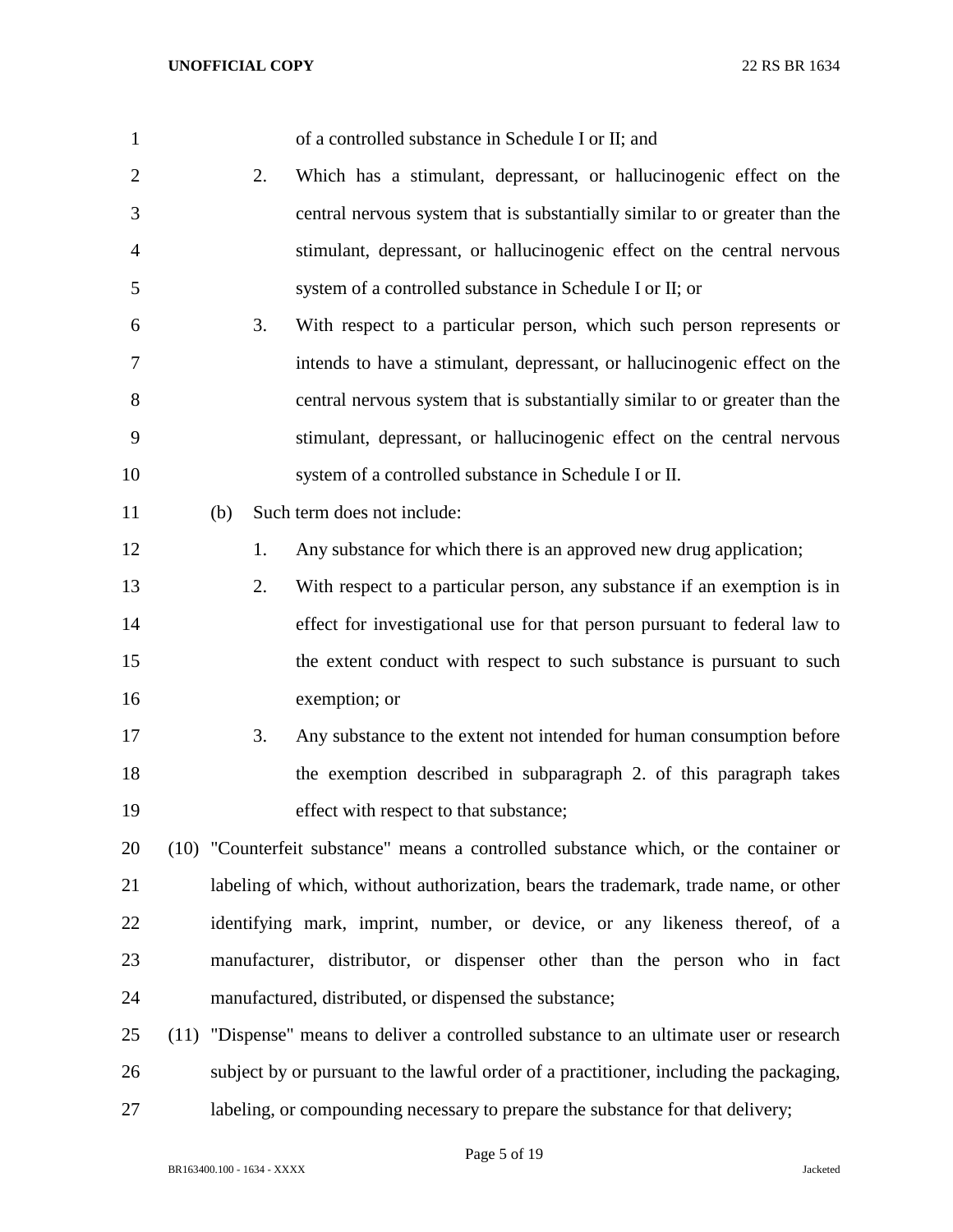of a controlled substance in Schedule I or II; and

2. Which has a stimulant, depressant, or hallucinogenic effect on the central nervous system that is substantially similar to or greater than the stimulant, depressant, or hallucinogenic effect on the central nervous system of a controlled substance in Schedule I or II; or

3. With respect to a particular person, which such person represents or intends to have a stimulant, depressant, or hallucinogenic effect on the central nervous system that is substantially similar to or greater than the stimulant, depressant, or hallucinogenic effect on the central nervous system of a controlled substance in Schedule I or II.

(b) Such term does not include:

1. Any substance for which there is an approved new drug application;

2. With respect to a particular person, any substance if an exemption is in effect for investigational use for that person pursuant to federal law to the extent conduct with respect to such substance is pursuant to such exemption; or

3. Any substance to the extent not intended for human consumption before the exemption described in subparagraph 2. of this paragraph takes effect with respect to that substance;

(10) "Counterfeit substance" means a controlled substance which, or the container or labeling of which, without authorization, bears the trademark, trade name, or other identifying mark, imprint, number, or device, or any likeness thereof, of a manufacturer, distributor, or dispenser other than the person who in fact manufactured, distributed, or dispensed the substance;

(11) "Dispense" means to deliver a controlled substance to an ultimate user or research subject by or pursuant to the lawful order of a practitioner, including the packaging, labeling, or compounding necessary to prepare the substance for that delivery;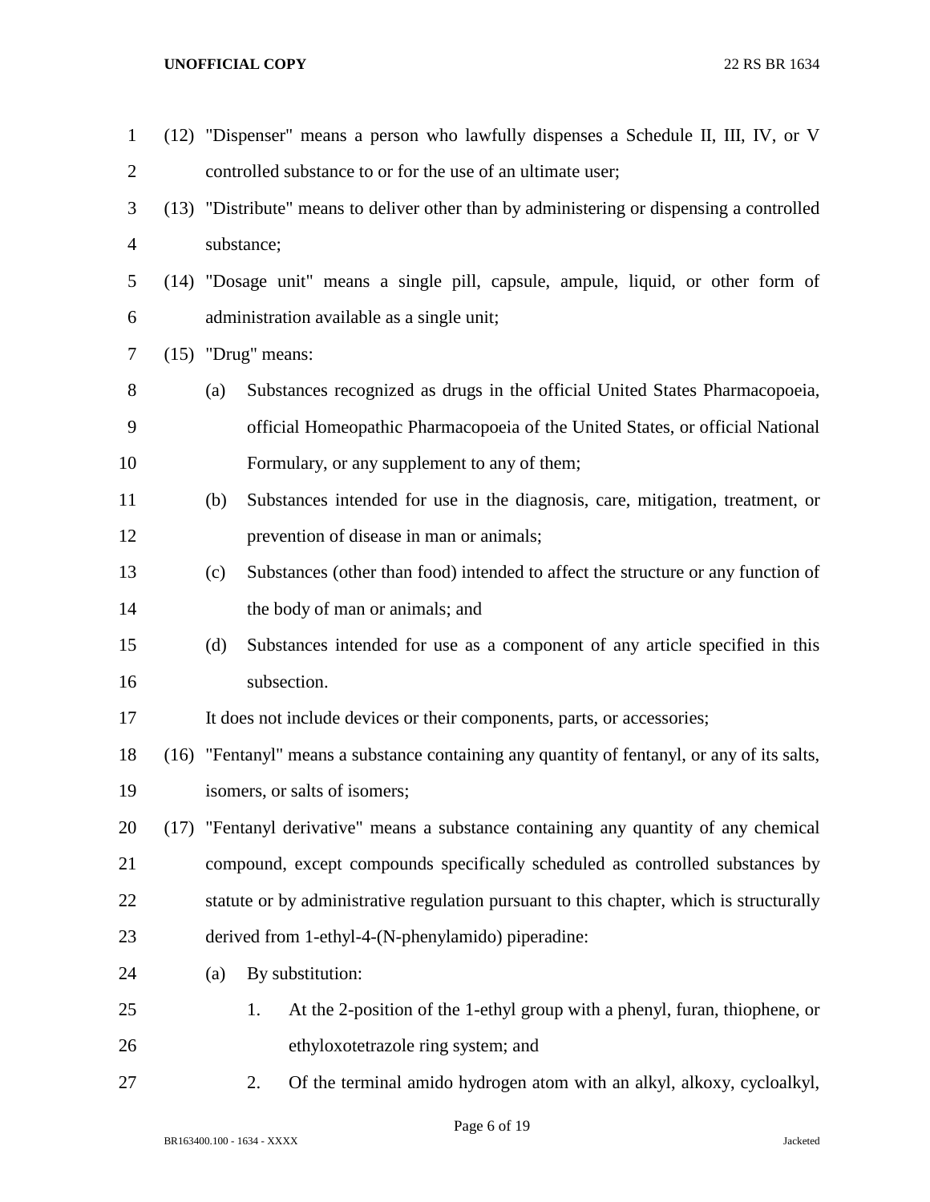(12) "Dispenser" means a person who lawfully dispenses a Schedule II, III, IV, or V controlled substance to or for the use of an ultimate user;

(13) "Distribute" means to deliver other than by administering or dispensing a controlled substance;

(14) "Dosage unit" means a single pill, capsule, ampule, liquid, or other form of administration available as a single unit;

(15) "Drug" means:

(a) Substances recognized as drugs in the official United States Pharmacopoeia, official Homeopathic Pharmacopoeia of the United States, or official National Formulary, or any supplement to any of them;

(b) Substances intended for use in the diagnosis, care, mitigation, treatment, or prevention of disease in man or animals;

(c) Substances (other than food) intended to affect the structure or any function of the body of man or animals; and

(d) Substances intended for use as a component of any article specified in this subsection.

It does not include devices or their components, parts, or accessories;

(16) "Fentanyl" means a substance containing any quantity of fentanyl, or any of its salts, isomers, or salts of isomers;

(17) "Fentanyl derivative" means a substance containing any quantity of any chemical compound, except compounds specifically scheduled as controlled substances by statute or by administrative regulation pursuant to this chapter, which is structurally derived from 1-ethyl-4-(N-phenylamido) piperadine:

(a) By substitution:

1. At the 2-position of the 1-ethyl group with a phenyl, furan, thiophene, or ethyloxotetrazole ring system; and

2. Of the terminal amido hydrogen atom with an alkyl, alkoxy, cycloalkyl,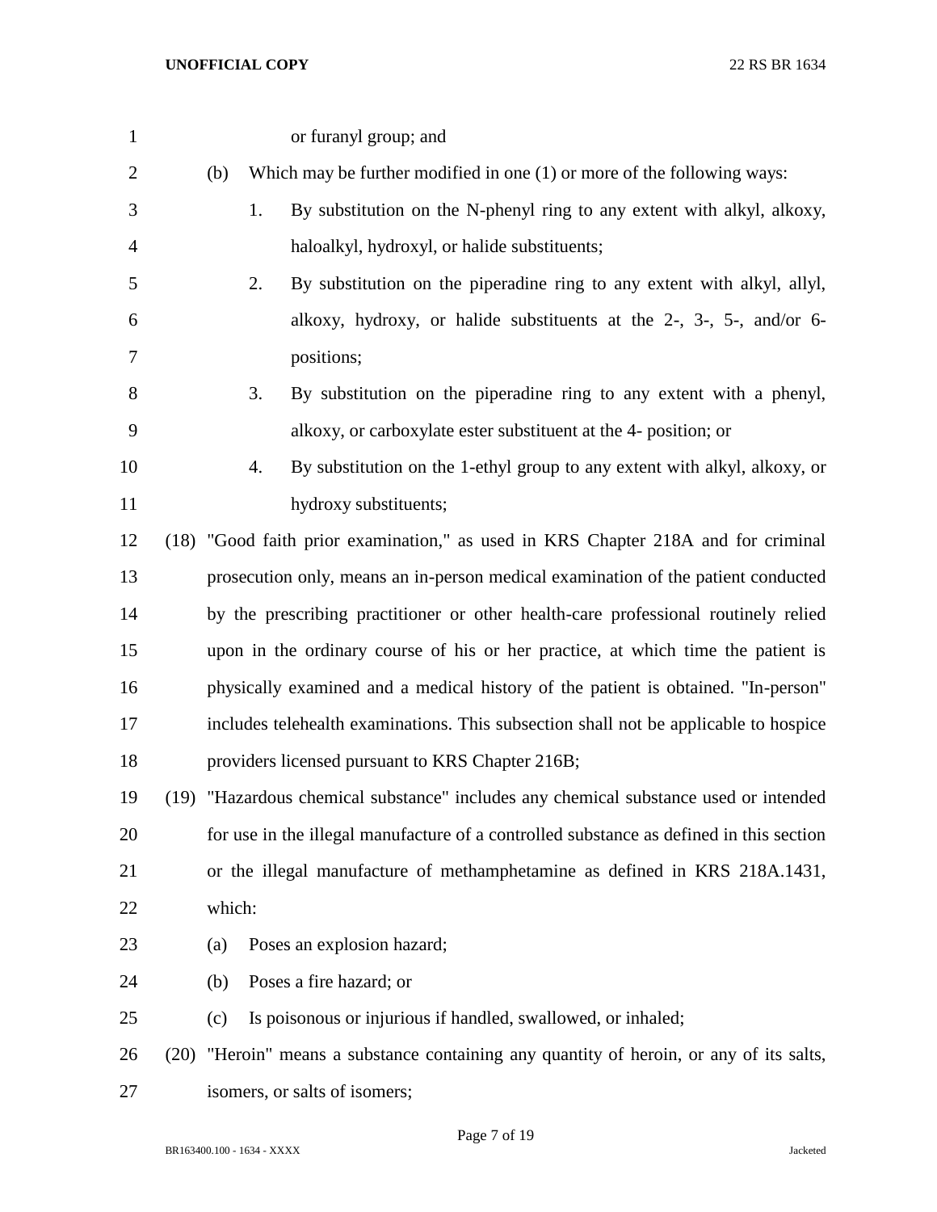or furanyl group; and

(b) Which may be further modified in one (1) or more of the following ways:

1. By substitution on the N-phenyl ring to any extent with alkyl, alkoxy, haloalkyl, hydroxyl, or halide substituents;
2. By substitution on the piperadine ring to any extent with alkyl, allyl, alkoxy, hydroxy, or halide substituents at the 2-, 3-, 5-, and/or 6- positions;
3. By substitution on the piperadine ring to any extent with a phenyl, alkoxy, or carboxylate ester substituent at the 4- position; or
4. By substitution on the 1-ethyl group to any extent with alkyl, alkoxy, or hydroxy substituents;

(18) "Good faith prior examination," as used in KRS Chapter 218A and for criminal prosecution only, means an in-person medical examination of the patient conducted by the prescribing practitioner or other health-care professional routinely relied upon in the ordinary course of his or her practice, at which time the patient is physically examined and a medical history of the patient is obtained. "In-person" includes telehealth examinations. This subsection shall not be applicable to hospice providers licensed pursuant to KRS Chapter 216B;

(19) "Hazardous chemical substance" includes any chemical substance used or intended for use in the illegal manufacture of a controlled substance as defined in this section or the illegal manufacture of methamphetamine as defined in KRS 218A.1431, which:

(a) Poses an explosion hazard;

(b) Poses a fire hazard; or

(c) Is poisonous or injurious if handled, swallowed, or inhaled;

(20) "Heroin" means a substance containing any quantity of heroin, or any of its salts, isomers, or salts of isomers;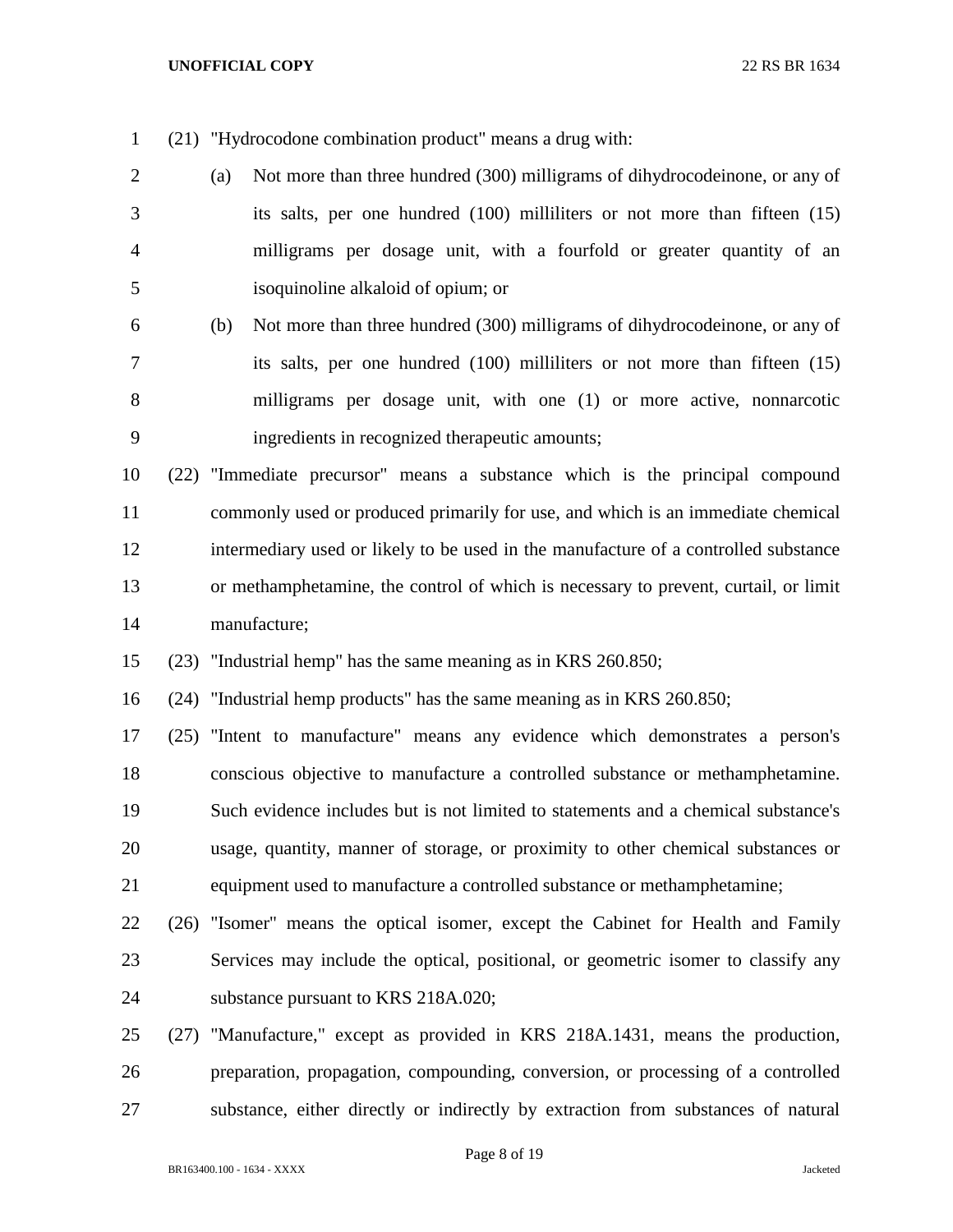(21) "Hydrocodone combination product" means a drug with:

(a) Not more than three hundred (300) milligrams of dihydrocodeinone, or any of its salts, per one hundred (100) milliliters or not more than fifteen (15) milligrams per dosage unit, with a fourfold or greater quantity of an isoquinoline alkaloid of opium; or

(b) Not more than three hundred (300) milligrams of dihydrocodeinone, or any of its salts, per one hundred (100) milliliters or not more than fifteen (15) milligrams per dosage unit, with one (1) or more active, nonnarcotic ingredients in recognized therapeutic amounts;

(22) "Immediate precursor" means a substance which is the principal compound commonly used or produced primarily for use, and which is an immediate chemical intermediary used or likely to be used in the manufacture of a controlled substance or methamphetamine, the control of which is necessary to prevent, curtail, or limit manufacture;

(23) "Industrial hemp" has the same meaning as in KRS 260.850;

(24) "Industrial hemp products" has the same meaning as in KRS 260.850;

(25) "Intent to manufacture" means any evidence which demonstrates a person's conscious objective to manufacture a controlled substance or methamphetamine. Such evidence includes but is not limited to statements and a chemical substance's usage, quantity, manner of storage, or proximity to other chemical substances or equipment used to manufacture a controlled substance or methamphetamine;

(26) "Isomer" means the optical isomer, except the Cabinet for Health and Family Services may include the optical, positional, or geometric isomer to classify any substance pursuant to KRS 218A.020;

(27) "Manufacture," except as provided in KRS 218A.1431, means the production, preparation, propagation, compounding, conversion, or processing of a controlled substance, either directly or indirectly by extraction from substances of natural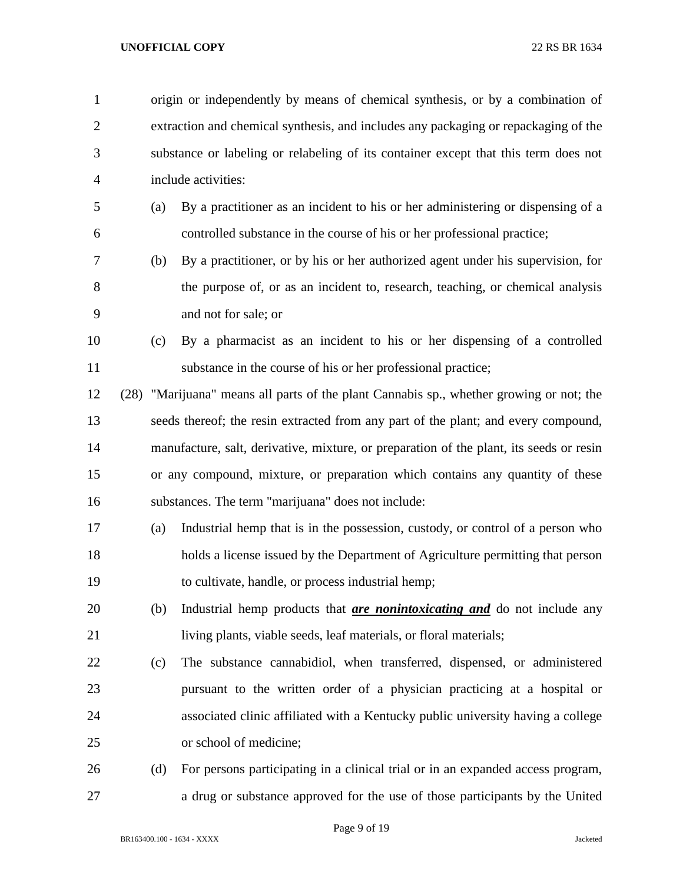origin or independently by means of chemical synthesis, or by a combination of extraction and chemical synthesis, and includes any packaging or repackaging of the substance or labeling or relabeling of its container except that this term does not include activities:

(a) By a practitioner as an incident to his or her administering or dispensing of a controlled substance in the course of his or her professional practice;

(b) By a practitioner, or by his or her authorized agent under his supervision, for the purpose of, or as an incident to, research, teaching, or chemical analysis and not for sale; or

(c) By a pharmacist as an incident to his or her dispensing of a controlled substance in the course of his or her professional practice;

(28) "Marijuana" means all parts of the plant Cannabis sp., whether growing or not; the seeds thereof; the resin extracted from any part of the plant; and every compound, manufacture, salt, derivative, mixture, or preparation of the plant, its seeds or resin or any compound, mixture, or preparation which contains any quantity of these substances. The term "marijuana" does not include:

(a) Industrial hemp that is in the possession, custody, or control of a person who holds a license issued by the Department of Agriculture permitting that person to cultivate, handle, or process industrial hemp;

(b) Industrial hemp products that ***are nonintoxicating and*** do not include any living plants, viable seeds, leaf materials, or floral materials;

(c) The substance cannabidiol, when transferred, dispensed, or administered pursuant to the written order of a physician practicing at a hospital or associated clinic affiliated with a Kentucky public university having a college or school of medicine;

(d) For persons participating in a clinical trial or in an expanded access program, a drug or substance approved for the use of those participants by the United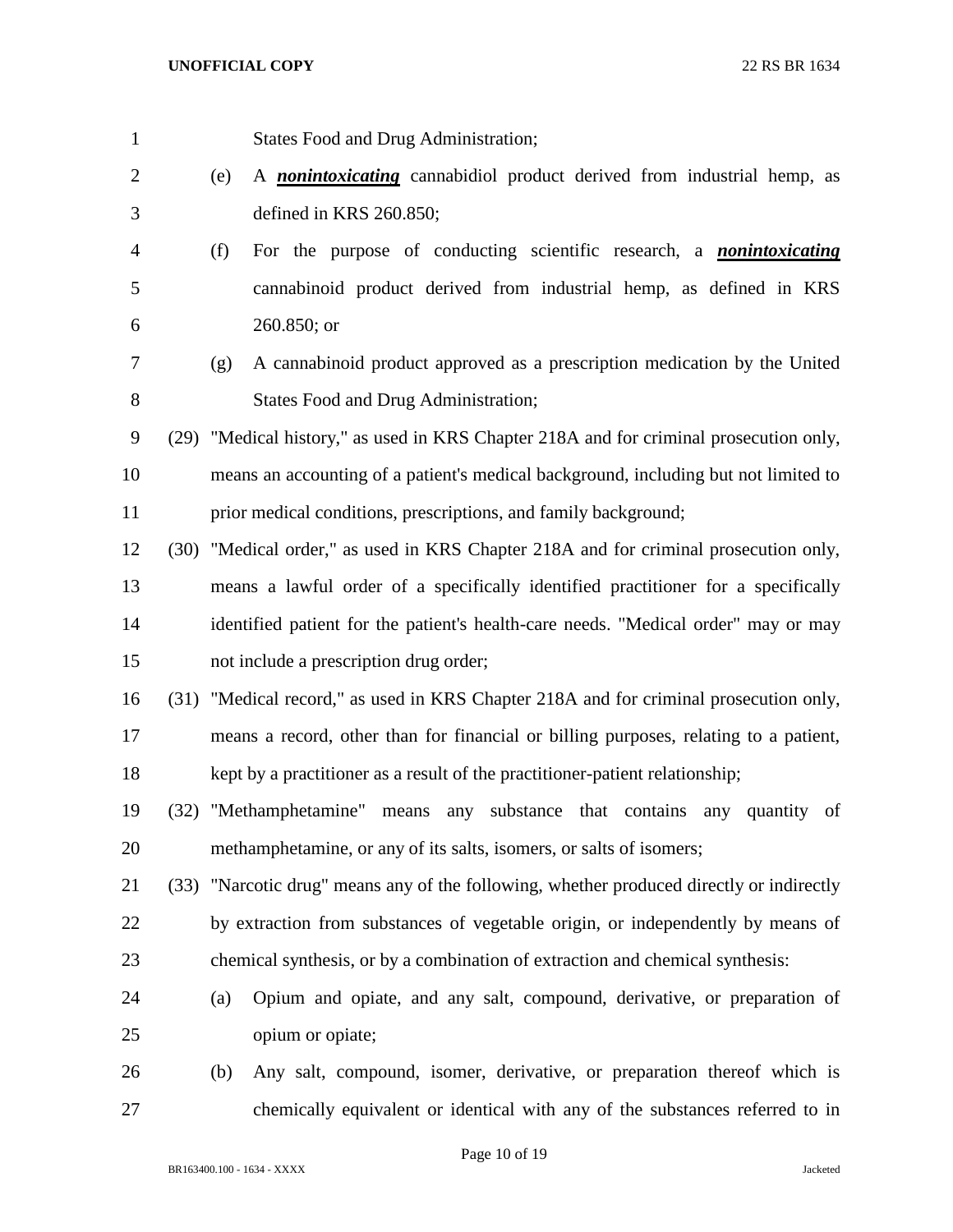States Food and Drug Administration;

(e) A ***nonintoxicating*** cannabidiol product derived from industrial hemp, as defined in KRS 260.850;

(f) For the purpose of conducting scientific research, a ***nonintoxicating*** cannabinoid product derived from industrial hemp, as defined in KRS 260.850; or

(g) A cannabinoid product approved as a prescription medication by the United States Food and Drug Administration;

(29) "Medical history," as used in KRS Chapter 218A and for criminal prosecution only, means an accounting of a patient's medical background, including but not limited to prior medical conditions, prescriptions, and family background;

(30) "Medical order," as used in KRS Chapter 218A and for criminal prosecution only, means a lawful order of a specifically identified practitioner for a specifically identified patient for the patient's health-care needs. "Medical order" may or may not include a prescription drug order;

(31) "Medical record," as used in KRS Chapter 218A and for criminal prosecution only, means a record, other than for financial or billing purposes, relating to a patient, kept by a practitioner as a result of the practitioner-patient relationship;

(32) "Methamphetamine" means any substance that contains any quantity of methamphetamine, or any of its salts, isomers, or salts of isomers;

(33) "Narcotic drug" means any of the following, whether produced directly or indirectly by extraction from substances of vegetable origin, or independently by means of chemical synthesis, or by a combination of extraction and chemical synthesis:

(a) Opium and opiate, and any salt, compound, derivative, or preparation of opium or opiate;

(b) Any salt, compound, isomer, derivative, or preparation thereof which is chemically equivalent or identical with any of the substances referred to in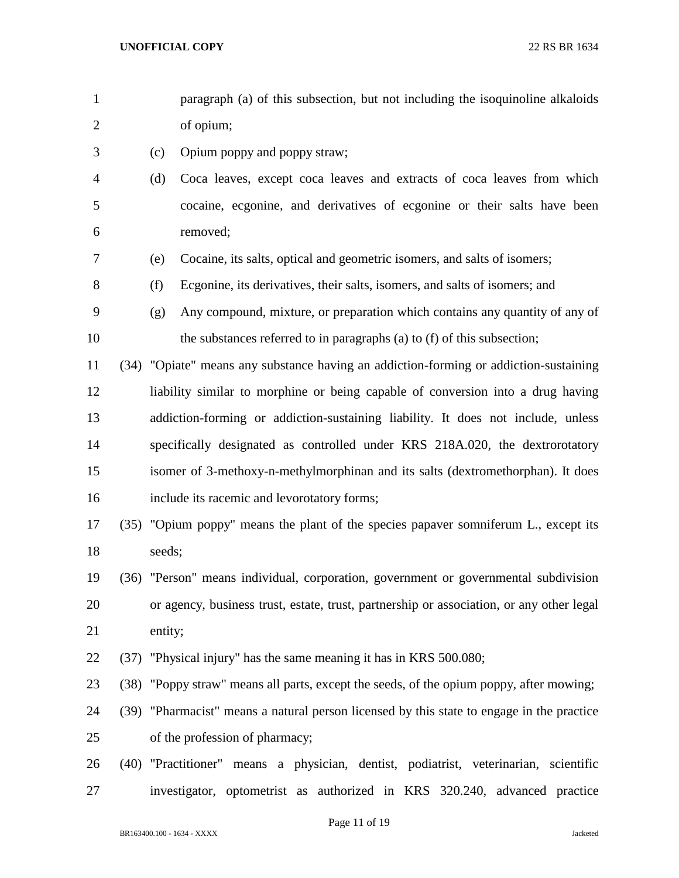paragraph (a) of this subsection, but not including the isoquinoline alkaloids of opium;

(c) Opium poppy and poppy straw;

(d) Coca leaves, except coca leaves and extracts of coca leaves from which cocaine, ecgonine, and derivatives of ecgonine or their salts have been removed;

(e) Cocaine, its salts, optical and geometric isomers, and salts of isomers;

(f) Ecgonine, its derivatives, their salts, isomers, and salts of isomers; and

(g) Any compound, mixture, or preparation which contains any quantity of any of the substances referred to in paragraphs (a) to (f) of this subsection;

(34) "Opiate" means any substance having an addiction-forming or addiction-sustaining liability similar to morphine or being capable of conversion into a drug having addiction-forming or addiction-sustaining liability. It does not include, unless specifically designated as controlled under KRS 218A.020, the dextrorotatory isomer of 3-methoxy-n-methylmorphinan and its salts (dextromethorphan). It does include its racemic and levorotatory forms;

(35) "Opium poppy" means the plant of the species papaver somniferum L., except its seeds;

(36) "Person" means individual, corporation, government or governmental subdivision or agency, business trust, estate, trust, partnership or association, or any other legal entity;

(37) "Physical injury" has the same meaning it has in KRS 500.080;

(38) "Poppy straw" means all parts, except the seeds, of the opium poppy, after mowing;

(39) "Pharmacist" means a natural person licensed by this state to engage in the practice of the profession of pharmacy;

(40) "Practitioner" means a physician, dentist, podiatrist, veterinarian, scientific investigator, optometrist as authorized in KRS 320.240, advanced practice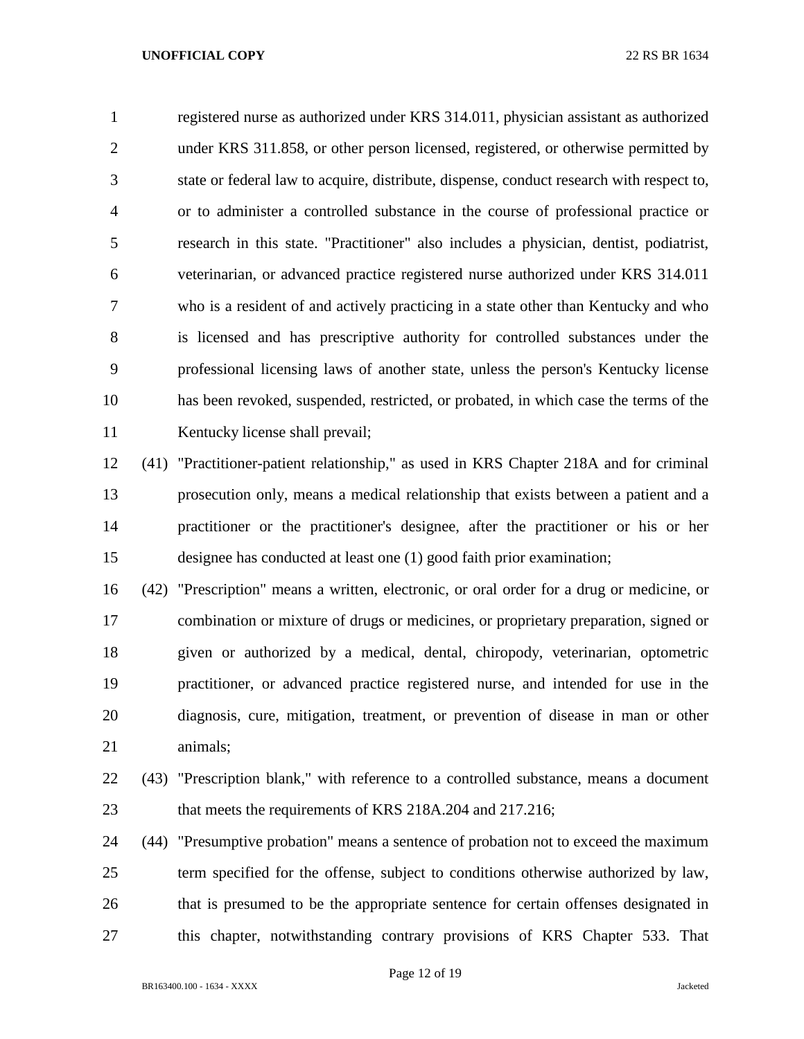registered nurse as authorized under KRS 314.011, physician assistant as authorized under KRS 311.858, or other person licensed, registered, or otherwise permitted by state or federal law to acquire, distribute, dispense, conduct research with respect to, or to administer a controlled substance in the course of professional practice or research in this state. "Practitioner" also includes a physician, dentist, podiatrist, veterinarian, or advanced practice registered nurse authorized under KRS 314.011 who is a resident of and actively practicing in a state other than Kentucky and who is licensed and has prescriptive authority for controlled substances under the professional licensing laws of another state, unless the person's Kentucky license has been revoked, suspended, restricted, or probated, in which case the terms of the Kentucky license shall prevail;

(41) "Practitioner-patient relationship," as used in KRS Chapter 218A and for criminal prosecution only, means a medical relationship that exists between a patient and a practitioner or the practitioner's designee, after the practitioner or his or her designee has conducted at least one (1) good faith prior examination;

(42) "Prescription" means a written, electronic, or oral order for a drug or medicine, or combination or mixture of drugs or medicines, or proprietary preparation, signed or given or authorized by a medical, dental, chiropody, veterinarian, optometric practitioner, or advanced practice registered nurse, and intended for use in the diagnosis, cure, mitigation, treatment, or prevention of disease in man or other animals;

(43) "Prescription blank," with reference to a controlled substance, means a document that meets the requirements of KRS 218A.204 and 217.216;

(44) "Presumptive probation" means a sentence of probation not to exceed the maximum term specified for the offense, subject to conditions otherwise authorized by law, that is presumed to be the appropriate sentence for certain offenses designated in this chapter, notwithstanding contrary provisions of KRS Chapter 533. That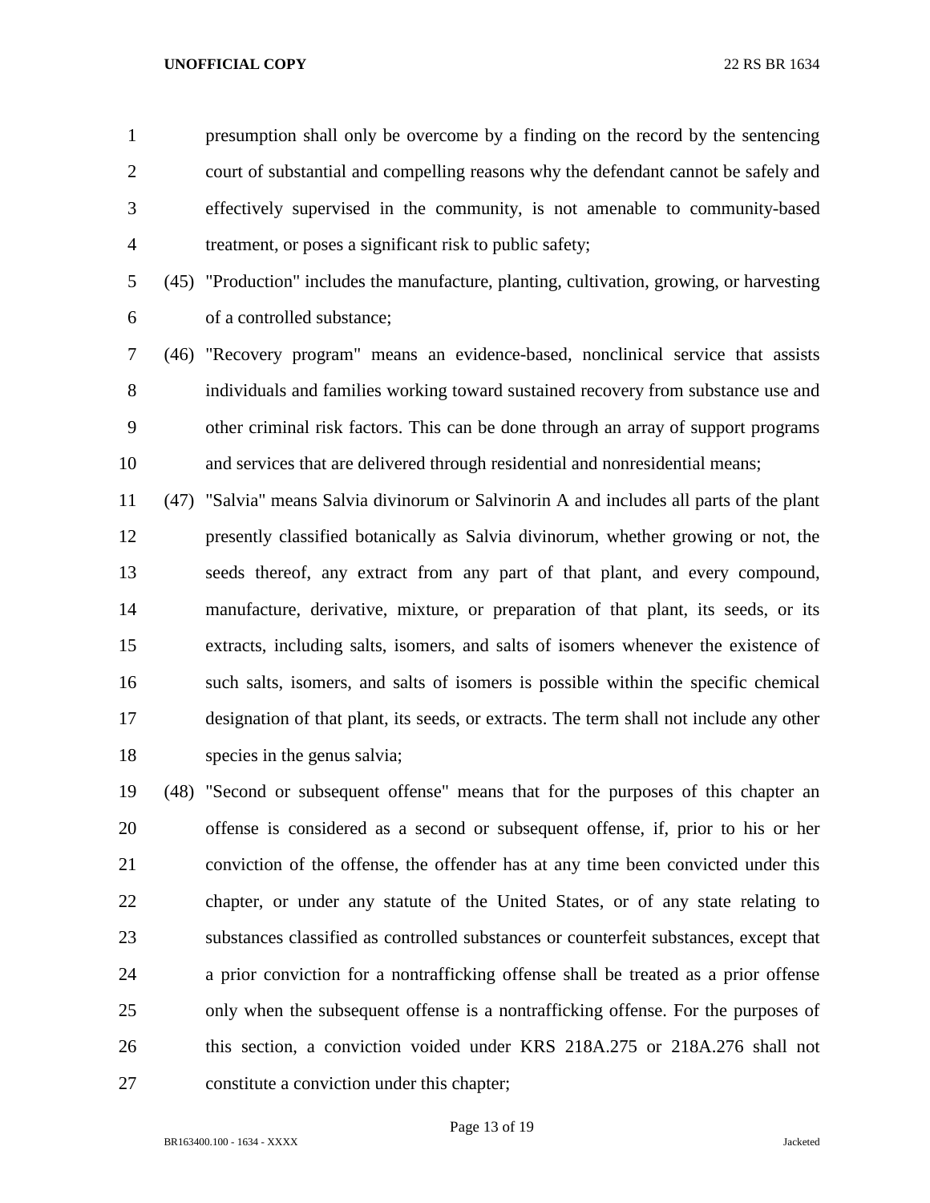presumption shall only be overcome by a finding on the record by the sentencing court of substantial and compelling reasons why the defendant cannot be safely and effectively supervised in the community, is not amenable to community-based treatment, or poses a significant risk to public safety;

(45) "Production" includes the manufacture, planting, cultivation, growing, or harvesting of a controlled substance;

(46) "Recovery program" means an evidence-based, nonclinical service that assists individuals and families working toward sustained recovery from substance use and other criminal risk factors. This can be done through an array of support programs and services that are delivered through residential and nonresidential means;

(47) "Salvia" means Salvia divinorum or Salvinorin A and includes all parts of the plant presently classified botanically as Salvia divinorum, whether growing or not, the seeds thereof, any extract from any part of that plant, and every compound, manufacture, derivative, mixture, or preparation of that plant, its seeds, or its extracts, including salts, isomers, and salts of isomers whenever the existence of such salts, isomers, and salts of isomers is possible within the specific chemical designation of that plant, its seeds, or extracts. The term shall not include any other species in the genus salvia;

(48) "Second or subsequent offense" means that for the purposes of this chapter an offense is considered as a second or subsequent offense, if, prior to his or her conviction of the offense, the offender has at any time been convicted under this chapter, or under any statute of the United States, or of any state relating to substances classified as controlled substances or counterfeit substances, except that a prior conviction for a nontrafficking offense shall be treated as a prior offense only when the subsequent offense is a nontrafficking offense. For the purposes of this section, a conviction voided under KRS 218A.275 or 218A.276 shall not constitute a conviction under this chapter;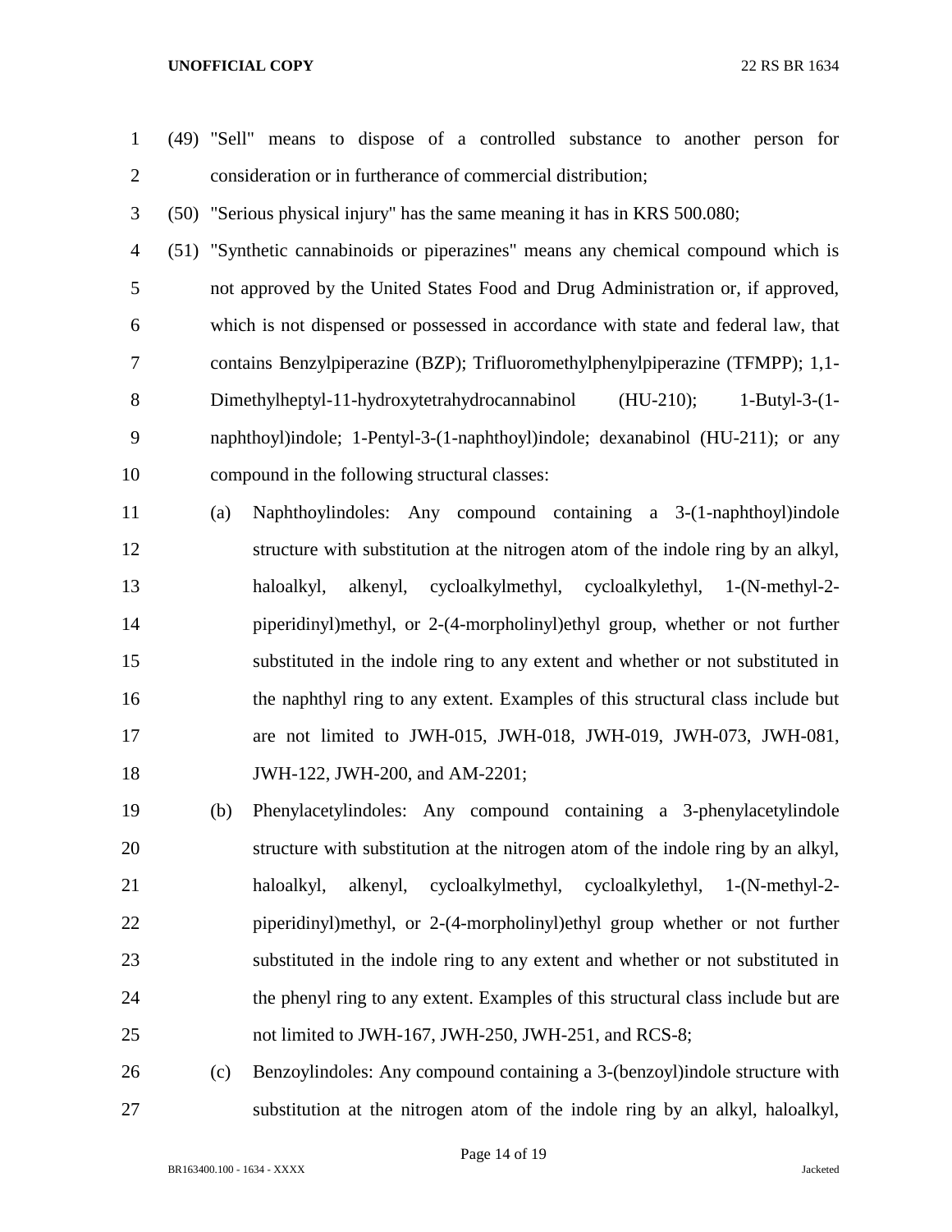(49) "Sell" means to dispose of a controlled substance to another person for consideration or in furtherance of commercial distribution;

(50) "Serious physical injury" has the same meaning it has in KRS 500.080;

(51) "Synthetic cannabinoids or piperazines" means any chemical compound which is not approved by the United States Food and Drug Administration or, if approved, which is not dispensed or possessed in accordance with state and federal law, that contains Benzylpiperazine (BZP); Trifluoromethylphenylpiperazine (TFMPP); 1,1-Dimethylheptyl-11-hydroxytetrahydrocannabinol (HU-210); 1-Butyl-3-(1-naphthoyl)indole; 1-Pentyl-3-(1-naphthoyl)indole; dexanabinol (HU-211); or any compound in the following structural classes:

(a) Naphthoylindoles: Any compound containing a 3-(1-naphthoyl)indole structure with substitution at the nitrogen atom of the indole ring by an alkyl, haloalkyl, alkenyl, cycloalkylmethyl, cycloalkylethyl, 1-(N-methyl-2-piperidinyl)methyl, or 2-(4-morpholinyl)ethyl group, whether or not further substituted in the indole ring to any extent and whether or not substituted in the naphthyl ring to any extent. Examples of this structural class include but are not limited to JWH-015, JWH-018, JWH-019, JWH-073, JWH-081, JWH-122, JWH-200, and AM-2201;

(b) Phenylacetylindoles: Any compound containing a 3-phenylacetylindole structure with substitution at the nitrogen atom of the indole ring by an alkyl, haloalkyl, alkenyl, cycloalkylmethyl, cycloalkylethyl, 1-(N-methyl-2-piperidinyl)methyl, or 2-(4-morpholinyl)ethyl group whether or not further substituted in the indole ring to any extent and whether or not substituted in the phenyl ring to any extent. Examples of this structural class include but are not limited to JWH-167, JWH-250, JWH-251, and RCS-8;

(c) Benzoylindoles: Any compound containing a 3-(benzoyl)indole structure with substitution at the nitrogen atom of the indole ring by an alkyl, haloalkyl,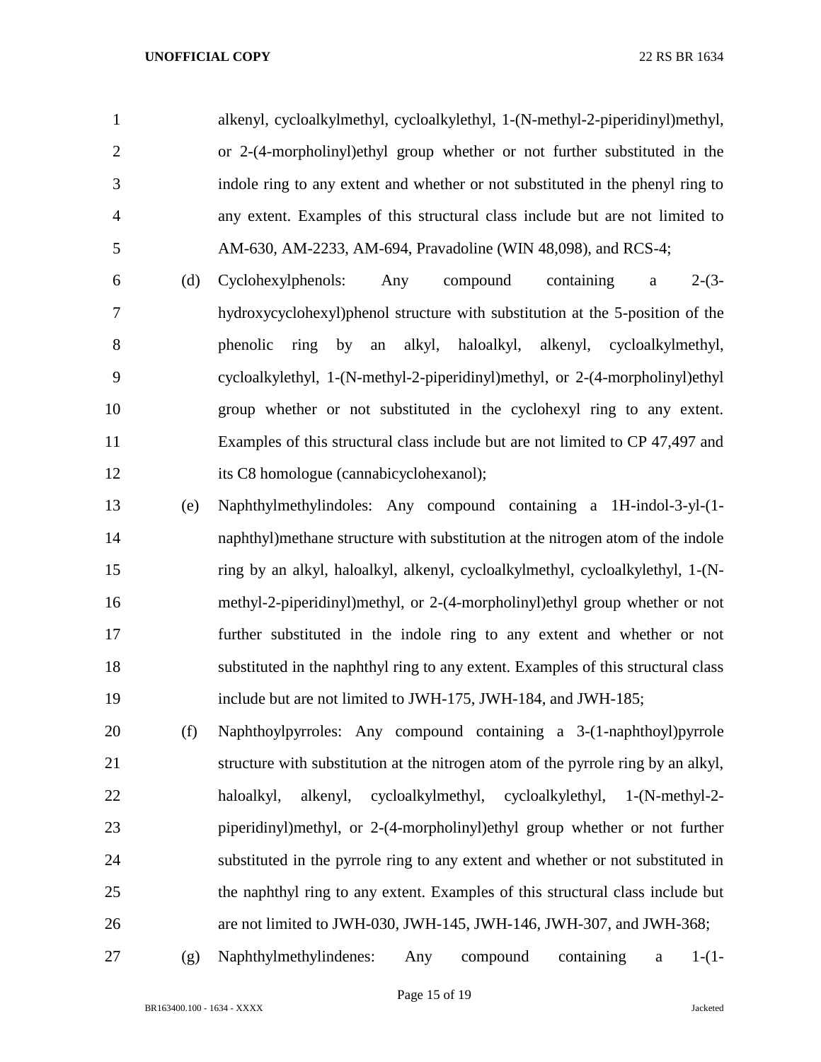alkenyl, cycloalkylmethyl, cycloalkylethyl, 1-(N-methyl-2-piperidinyl)methyl, or 2-(4-morpholinyl)ethyl group whether or not further substituted in the indole ring to any extent and whether or not substituted in the phenyl ring to any extent. Examples of this structural class include but are not limited to AM-630, AM-2233, AM-694, Pravadoline (WIN 48,098), and RCS-4;

(d) Cyclohexylphenols: Any compound containing a 2-(3-hydroxycyclohexyl)phenol structure with substitution at the 5-position of the phenolic ring by an alkyl, haloalkyl, alkenyl, cycloalkylmethyl, cycloalkylethyl, 1-(N-methyl-2-piperidinyl)methyl, or 2-(4-morpholinyl)ethyl group whether or not substituted in the cyclohexyl ring to any extent. Examples of this structural class include but are not limited to CP 47,497 and its C8 homologue (cannabicyclohexanol);

(e) Naphthylmethylindoles: Any compound containing a 1H-indol-3-yl-(1-naphthyl)methane structure with substitution at the nitrogen atom of the indole ring by an alkyl, haloalkyl, alkenyl, cycloalkylmethyl, cycloalkylethyl, 1-(N-methyl-2-piperidinyl)methyl, or 2-(4-morpholinyl)ethyl group whether or not further substituted in the indole ring to any extent and whether or not substituted in the naphthyl ring to any extent. Examples of this structural class include but are not limited to JWH-175, JWH-184, and JWH-185;

(f) Naphthoylpyrroles: Any compound containing a 3-(1-naphthoyl)pyrrole structure with substitution at the nitrogen atom of the pyrrole ring by an alkyl, haloalkyl, alkenyl, cycloalkylmethyl, cycloalkylethyl, 1-(N-methyl-2-piperidinyl)methyl, or 2-(4-morpholinyl)ethyl group whether or not further substituted in the pyrrole ring to any extent and whether or not substituted in the naphthyl ring to any extent. Examples of this structural class include but are not limited to JWH-030, JWH-145, JWH-146, JWH-307, and JWH-368;

(g) Naphthylmethylindenes: Any compound containing a 1-(1-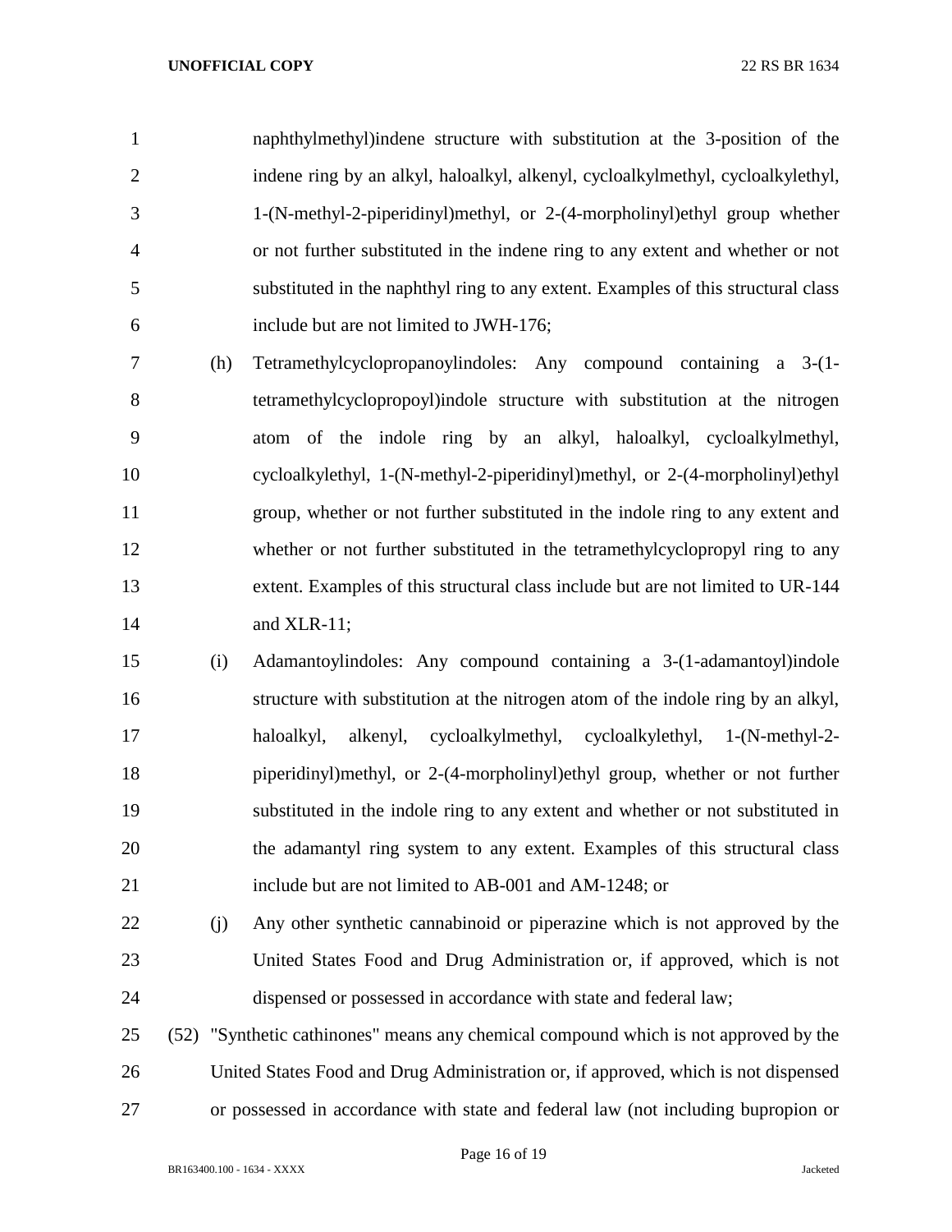naphthylmethyl)indene structure with substitution at the 3-position of the indene ring by an alkyl, haloalkyl, alkenyl, cycloalkylmethyl, cycloalkylethyl, 1-(N-methyl-2-piperidinyl)methyl, or 2-(4-morpholinyl)ethyl group whether or not further substituted in the indene ring to any extent and whether or not substituted in the naphthyl ring to any extent. Examples of this structural class include but are not limited to JWH-176;

(h) Tetramethylcyclopropanoylindoles: Any compound containing a 3-(1-tetramethylcyclopropoyl)indole structure with substitution at the nitrogen atom of the indole ring by an alkyl, haloalkyl, cycloalkylmethyl, cycloalkylethyl, 1-(N-methyl-2-piperidinyl)methyl, or 2-(4-morpholinyl)ethyl group, whether or not further substituted in the indole ring to any extent and whether or not further substituted in the tetramethylcyclopropyl ring to any extent. Examples of this structural class include but are not limited to UR-144 and XLR-11;

(i) Adamantoylindoles: Any compound containing a 3-(1-adamantoyl)indole structure with substitution at the nitrogen atom of the indole ring by an alkyl, haloalkyl, alkenyl, cycloalkylmethyl, cycloalkylethyl, 1-(N-methyl-2-piperidinyl)methyl, or 2-(4-morpholinyl)ethyl group, whether or not further substituted in the indole ring to any extent and whether or not substituted in the adamantyl ring system to any extent. Examples of this structural class include but are not limited to AB-001 and AM-1248; or

(j) Any other synthetic cannabinoid or piperazine which is not approved by the United States Food and Drug Administration or, if approved, which is not dispensed or possessed in accordance with state and federal law;

(52) "Synthetic cathinones" means any chemical compound which is not approved by the United States Food and Drug Administration or, if approved, which is not dispensed or possessed in accordance with state and federal law (not including bupropion or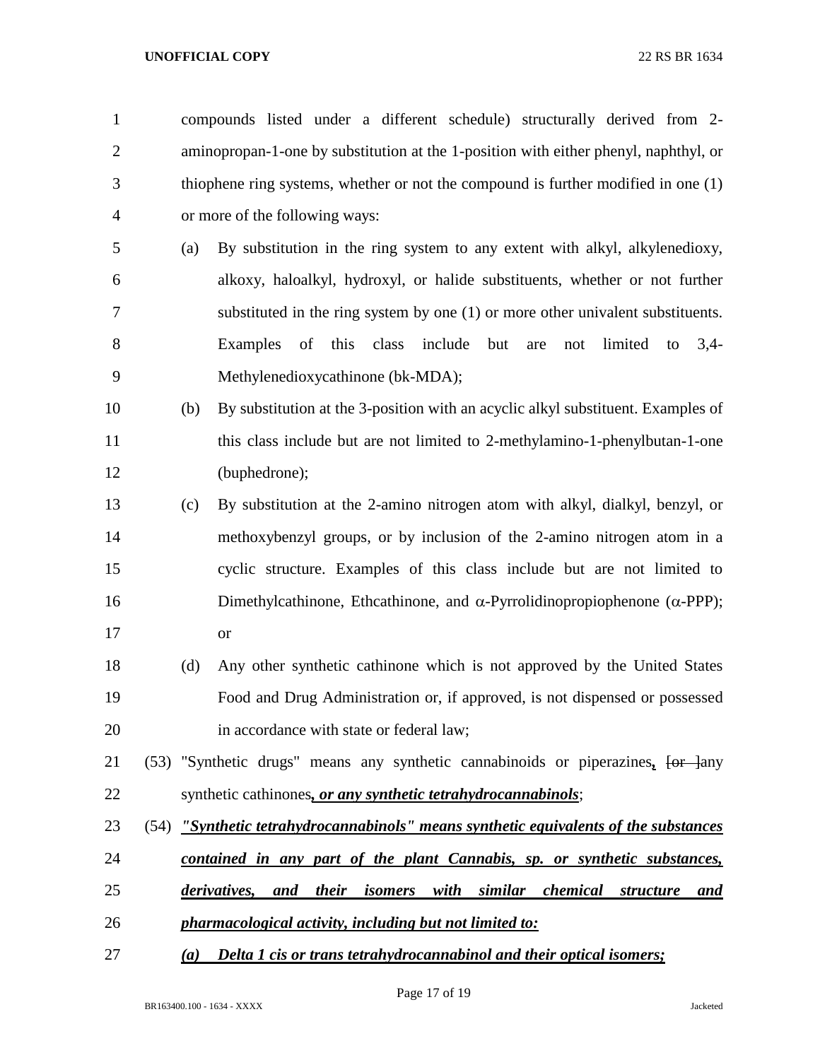compounds listed under a different schedule) structurally derived from 2-aminopropan-1-one by substitution at the 1-position with either phenyl, naphthyl, or thiophene ring systems, whether or not the compound is further modified in one (1) or more of the following ways:

(a) By substitution in the ring system to any extent with alkyl, alkylenedioxy, alkoxy, haloalkyl, hydroxyl, or halide substituents, whether or not further substituted in the ring system by one (1) or more other univalent substituents. Examples of this class include but are not limited to 3,4-Methylenedioxycathinone (bk-MDA);

(b) By substitution at the 3-position with an acyclic alkyl substituent. Examples of this class include but are not limited to 2-methylamino-1-phenylbutan-1-one (buphedrone);

(c) By substitution at the 2-amino nitrogen atom with alkyl, dialkyl, benzyl, or methoxybenzyl groups, or by inclusion of the 2-amino nitrogen atom in a cyclic structure. Examples of this class include but are not limited to Dimethylcathinone, Ethcathinone, and α-Pyrrolidinopropiophenone (α-PPP); or

(d) Any other synthetic cathinone which is not approved by the United States Food and Drug Administration or, if approved, is not dispensed or possessed in accordance with state or federal law;

(53) "Synthetic drugs" means any synthetic cannabinoids or piperazines***,*** ~~[or ]~~any synthetic cathinones***, or any synthetic tetrahydrocannabinols***;

(54) ***"Synthetic tetrahydrocannabinols" means synthetic equivalents of the substances contained in any part of the plant Cannabis, sp. or synthetic substances, derivatives, and their isomers with similar chemical structure and pharmacological activity, including but not limited to:***

***(a) Delta 1 cis or trans tetrahydrocannabinol and their optical isomers;***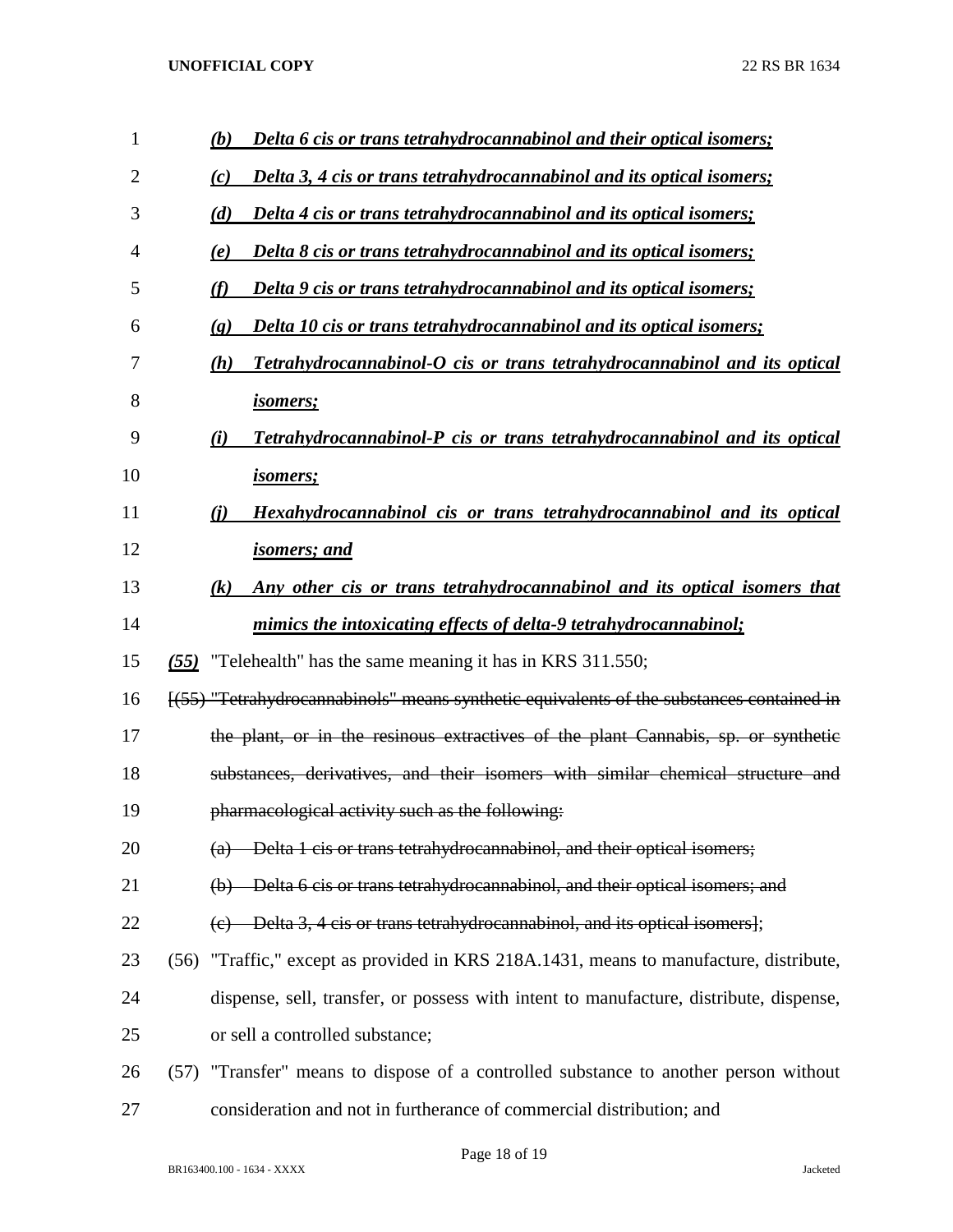*(b)* ***Delta 6 cis or trans tetrahydrocannabinol and their optical isomers;***

*(c)* ***Delta 3, 4 cis or trans tetrahydrocannabinol and its optical isomers;***

*(d)* ***Delta 4 cis or trans tetrahydrocannabinol and its optical isomers;***

*(e)* ***Delta 8 cis or trans tetrahydrocannabinol and its optical isomers;***

*(f)* ***Delta 9 cis or trans tetrahydrocannabinol and its optical isomers;***

*(g)* ***Delta 10 cis or trans tetrahydrocannabinol and its optical isomers;***

*(h)* ***Tetrahydrocannabinol-O cis or trans tetrahydrocannabinol and its optical isomers;***

*(i)* ***Tetrahydrocannabinol-P cis or trans tetrahydrocannabinol and its optical isomers;***

*(j)* ***Hexahydrocannabinol cis or trans tetrahydrocannabinol and its optical isomers; and***

*(k)* ***Any other cis or trans tetrahydrocannabinol and its optical isomers that mimics the intoxicating effects of delta-9 tetrahydrocannabinol;***

***(55)*** "Telehealth" has the same meaning it has in KRS 311.550;

[~~(55) "Tetrahydrocannabinols" means synthetic equivalents of the substances contained in the plant, or in the resinous extractives of the plant Cannabis, sp. or synthetic substances, derivatives, and their isomers with similar chemical structure and pharmacological activity such as the following:~~

~~(a) Delta 1 cis or trans tetrahydrocannabinol, and their optical isomers;~~

~~(b) Delta 6 cis or trans tetrahydrocannabinol, and their optical isomers; and~~

~~(c) Delta 3, 4 cis or trans tetrahydrocannabinol, and its optical isomers~~];

(56) "Traffic," except as provided in KRS 218A.1431, means to manufacture, distribute, dispense, sell, transfer, or possess with intent to manufacture, distribute, dispense, or sell a controlled substance;

(57) "Transfer" means to dispose of a controlled substance to another person without consideration and not in furtherance of commercial distribution; and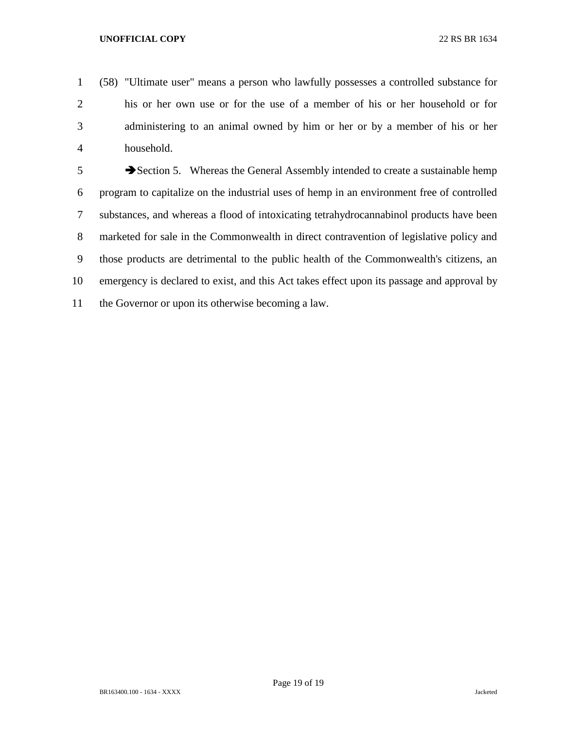(58) "Ultimate user" means a person who lawfully possesses a controlled substance for his or her own use or for the use of a member of his or her household or for administering to an animal owned by him or her or by a member of his or her household.

➔Section 5. Whereas the General Assembly intended to create a sustainable hemp program to capitalize on the industrial uses of hemp in an environment free of controlled substances, and whereas a flood of intoxicating tetrahydrocannabinol products have been marketed for sale in the Commonwealth in direct contravention of legislative policy and those products are detrimental to the public health of the Commonwealth's citizens, an emergency is declared to exist, and this Act takes effect upon its passage and approval by the Governor or upon its otherwise becoming a law.